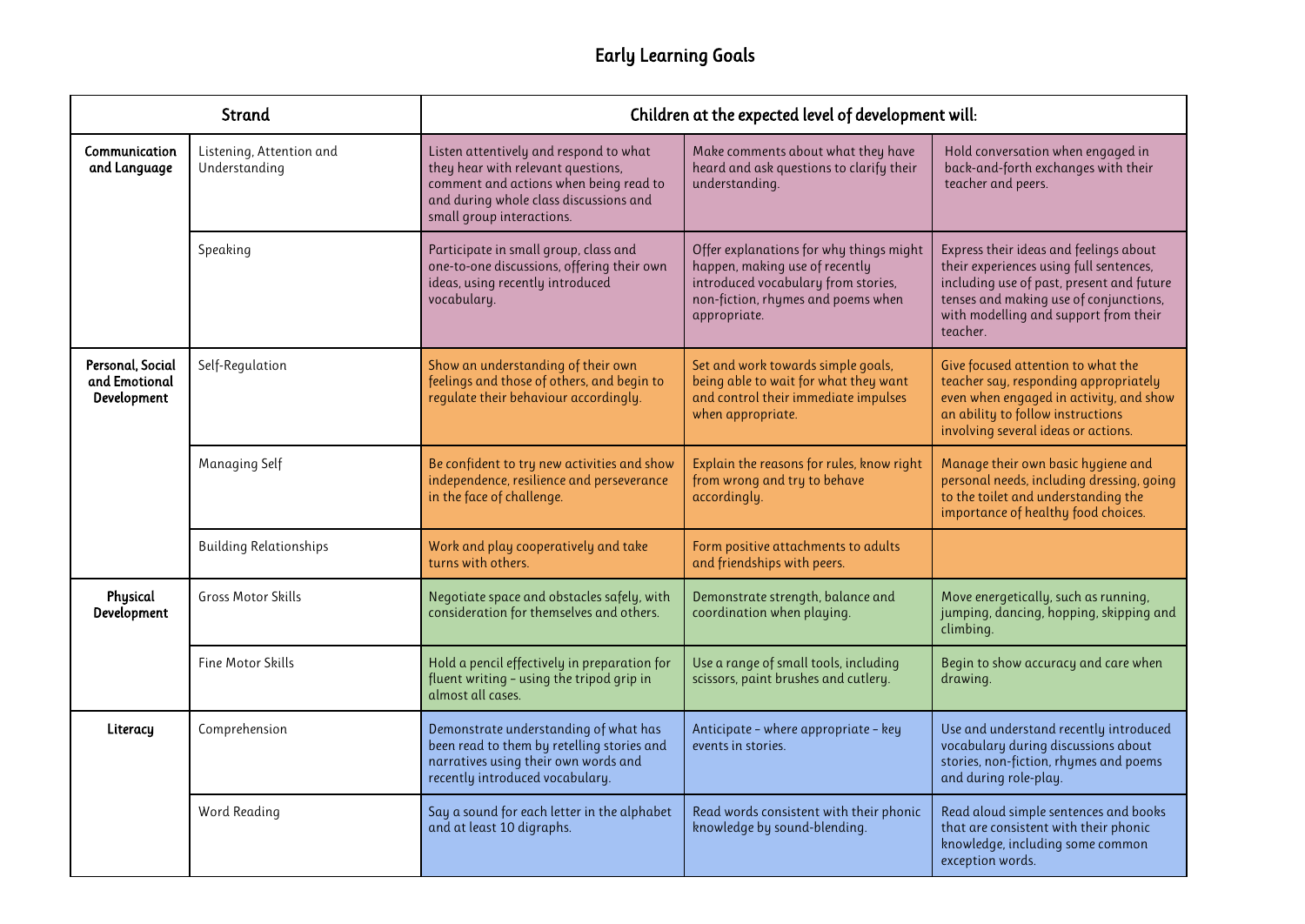# Early Learning Goals

| Strand | | Children at the expected level of development will: | | |
|---|---|---|---|---|
| **Communication and Language** | Listening, Attention and Understanding | Listen attentively and respond to what they hear with relevant questions, comment and actions when being read to and during whole class discussions and small group interactions. | Make comments about what they have heard and ask questions to clarify their understanding. | Hold conversation when engaged in back-and-forth exchanges with their teacher and peers. |
| | Speaking | Participate in small group, class and one-to-one discussions, offering their own ideas, using recently introduced vocabulary. | Offer explanations for why things might happen, making use of recently introduced vocabulary from stories, non-fiction, rhymes and poems when appropriate. | Express their ideas and feelings about their experiences using full sentences, including use of past, present and future tenses and making use of conjunctions, with modelling and support from their teacher. |
| **Personal, Social and Emotional Development** | Self-Regulation | Show an understanding of their own feelings and those of others, and begin to regulate their behaviour accordingly. | Set and work towards simple goals, being able to wait for what they want and control their immediate impulses when appropriate. | Give focused attention to what the teacher say, responding appropriately even when engaged in activity, and show an ability to follow instructions involving several ideas or actions. |
| | Managing Self | Be confident to try new activities and show independence, resilience and perseverance in the face of challenge. | Explain the reasons for rules, know right from wrong and try to behave accordingly. | Manage their own basic hygiene and personal needs, including dressing, going to the toilet and understanding the importance of healthy food choices. |
| | Building Relationships | Work and play cooperatively and take turns with others. | Form positive attachments to adults and friendships with peers. | |
| **Physical Development** | Gross Motor Skills | Negotiate space and obstacles safely, with consideration for themselves and others. | Demonstrate strength, balance and coordination when playing. | Move energetically, such as running, jumping, dancing, hopping, skipping and climbing. |
| | Fine Motor Skills | Hold a pencil effectively in preparation for fluent writing – using the tripod grip in almost all cases. | Use a range of small tools, including scissors, paint brushes and cutlery. | Begin to show accuracy and care when drawing. |
| **Literacy** | Comprehension | Demonstrate understanding of what has been read to them by retelling stories and narratives using their own words and recently introduced vocabulary. | Anticipate – where appropriate – key events in stories. | Use and understand recently introduced vocabulary during discussions about stories, non-fiction, rhymes and poems and during role-play. |
| | Word Reading | Say a sound for each letter in the alphabet and at least 10 digraphs. | Read words consistent with their phonic knowledge by sound-blending. | Read aloud simple sentences and books that are consistent with their phonic knowledge, including some common exception words. |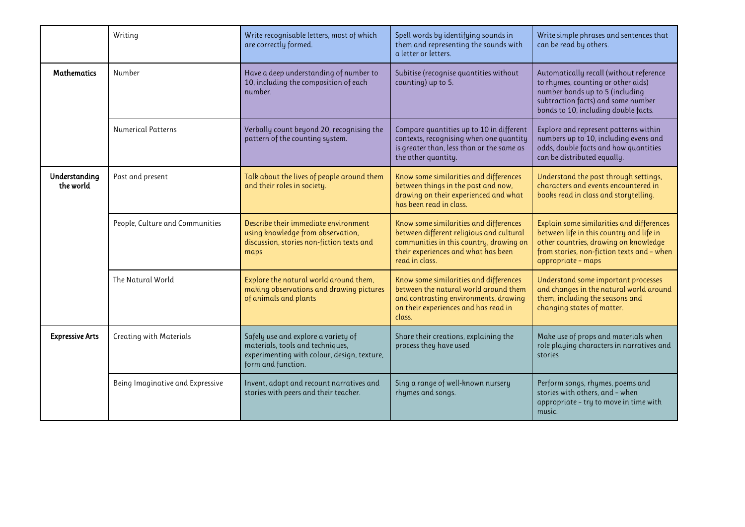| | | | | |
|---|---|---|---|---|
| | Writing | Write recognisable letters, most of which are correctly formed. | Spell words by identifying sounds in them and representing the sounds with a letter or letters. | Write simple phrases and sentences that can be read by others. |
| **Mathematics** | Number | Have a deep understanding of number to 10, including the composition of each number. | Subitise (recognise quantities without counting) up to 5. | Automatically recall (without reference to rhymes, counting or other aids) number bonds up to 5 (including subtraction facts) and some number bonds to 10, including double facts. |
| | Numerical Patterns | Verbally count beyond 20, recognising the pattern of the counting system. | Compare quantities up to 10 in different contexts, recognising when one quantity is greater than, less than or the same as the other quantity. | Explore and represent patterns within numbers up to 10, including evens and odds, double facts and how quantities can be distributed equally. |
| **Understanding the world** | Past and present | Talk about the lives of people around them and their roles in society. | Know some similarities and differences between things in the past and now, drawing on their experienced and what has been read in class. | Understand the past through settings, characters and events encountered in books read in class and storytelling. |
| | People, Culture and Communities | Describe their immediate environment using knowledge from observation, discussion, stories non-fiction texts and maps | Know some similarities and differences between different religious and cultural communities in this country, drawing on their experiences and what has been read in class. | Explain some similarities and differences between life in this country and life in other countries, drawing on knowledge from stories, non-fiction texts and – when appropriate – maps |
| | The Natural World | Explore the natural world around them, making observations and drawing pictures of animals and plants | Know some similarities and differences between the natural world around them and contrasting environments, drawing on their experiences and has read in class. | Understand some important processes and changes in the natural world around them, including the seasons and changing states of matter. |
| **Expressive Arts** | Creating with Materials | Safely use and explore a variety of materials, tools and techniques, experimenting with colour, design, texture, form and function. | Share their creations, explaining the process they have used | Make use of props and materials when role playing characters in narratives and stories |
| | Being Imaginative and Expressive | Invent, adapt and recount narratives and stories with peers and their teacher. | Sing a range of well-known nursery rhymes and songs. | Perform songs, rhymes, poems and stories with others, and – when appropriate – try to move in time with music. |